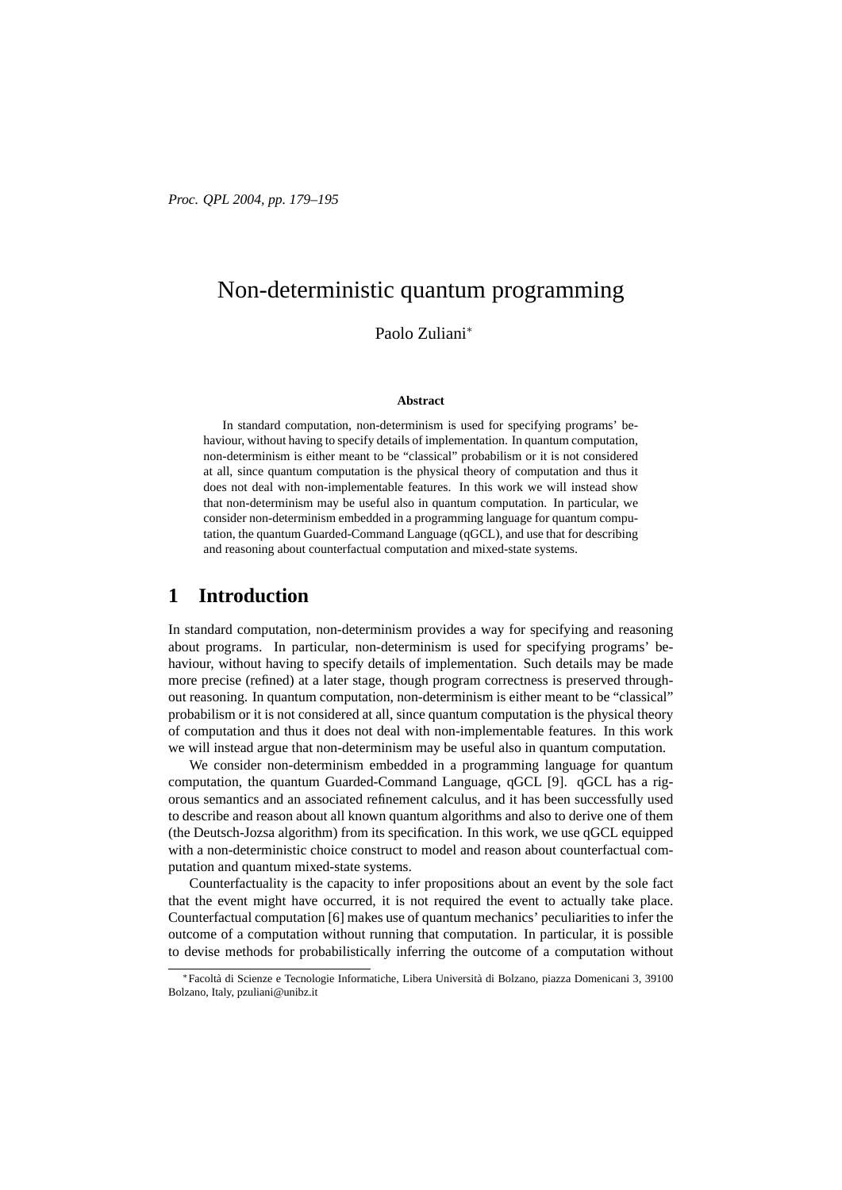# Non-deterministic quantum programming

Paolo Zuliani*

**Abstract**

In standard computation, non-determinism is used for specifying programs' behaviour, without having to specify details of implementation. In quantum computation, non-determinism is either meant to be "classical" probabilism or it is not considered at all, since quantum computation is the physical theory of computation and thus it does not deal with non-implementable features. In this work we will instead show that non-determinism may be useful also in quantum computation. In particular, we consider non-determinism embedded in a programming language for quantum computation, the quantum Guarded-Command Language (qGCL), and use that for describing and reasoning about counterfactual computation and mixed-state systems.

## 1 Introduction

In standard computation, non-determinism provides a way for specifying and reasoning about programs. In particular, non-determinism is used for specifying programs' behaviour, without having to specify details of implementation. Such details may be made more precise (refined) at a later stage, though program correctness is preserved throughout reasoning. In quantum computation, non-determinism is either meant to be "classical" probabilism or it is not considered at all, since quantum computation is the physical theory of computation and thus it does not deal with non-implementable features. In this work we will instead argue that non-determinism may be useful also in quantum computation.

We consider non-determinism embedded in a programming language for quantum computation, the quantum Guarded-Command Language, qGCL [9]. qGCL has a rigorous semantics and an associated refinement calculus, and it has been successfully used to describe and reason about all known quantum algorithms and also to derive one of them (the Deutsch-Jozsa algorithm) from its specification. In this work, we use qGCL equipped with a non-deterministic choice construct to model and reason about counterfactual computation and quantum mixed-state systems.

Counterfactuality is the capacity to infer propositions about an event by the sole fact that the event might have occurred, it is not required the event to actually take place. Counterfactual computation [6] makes use of quantum mechanics' peculiarities to infer the outcome of a computation without running that computation. In particular, it is possible to devise methods for probabilistically inferring the outcome of a computation without

---

*Facoltà di Scienze e Tecnologie Informatiche, Libera Università di Bolzano, piazza Domenicani 3, 39100 Bolzano, Italy, pzuliani@unibz.it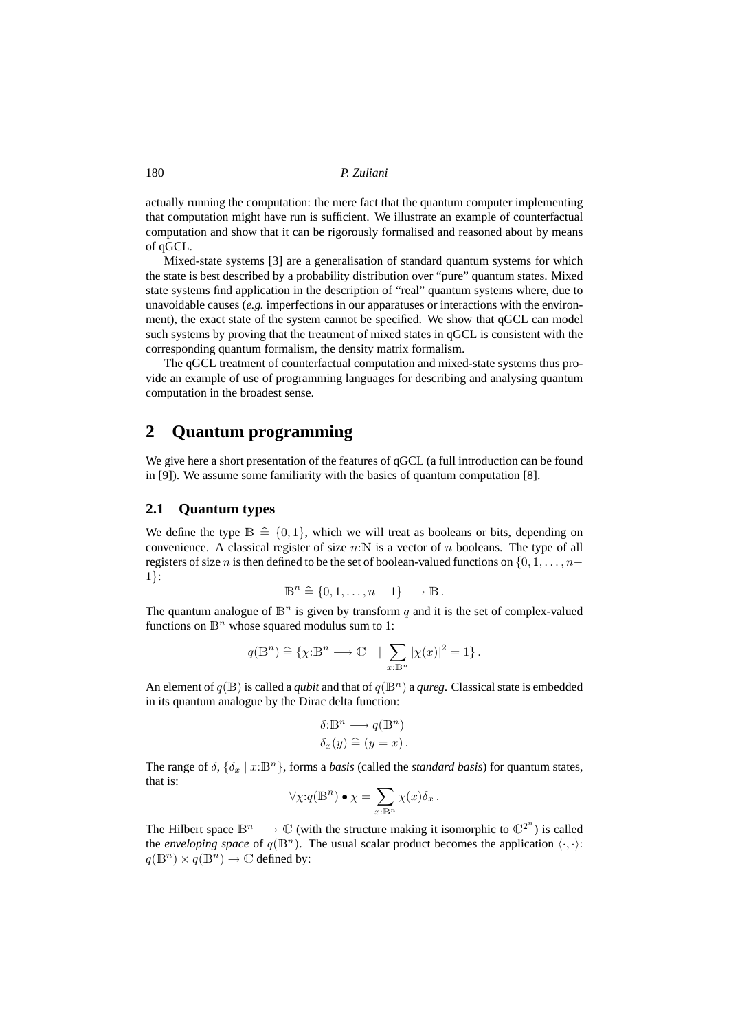actually running the computation: the mere fact that the quantum computer implementing that computation might have run is sufficient. We illustrate an example of counterfactual computation and show that it can be rigorously formalised and reasoned about by means of qGCL.

Mixed-state systems [3] are a generalisation of standard quantum systems for which the state is best described by a probability distribution over "pure" quantum states. Mixed state systems find application in the description of "real" quantum systems where, due to unavoidable causes (*e.g.* imperfections in our apparatuses or interactions with the environment), the exact state of the system cannot be specified. We show that qGCL can model such systems by proving that the treatment of mixed states in qGCL is consistent with the corresponding quantum formalism, the density matrix formalism.

The qGCL treatment of counterfactual computation and mixed-state systems thus provide an example of use of programming languages for describing and analysing quantum computation in the broadest sense.

## 2 Quantum programming

We give here a short presentation of the features of qGCL (a full introduction can be found in [9]). We assume some familiarity with the basics of quantum computation [8].

### 2.1 Quantum types

We define the type $\mathbb{B} \mathrel{\widehat{=}} \{0, 1\}$, which we will treat as booleans or bits, depending on convenience. A classical register of size $n{:}\mathbb{N}$ is a vector of $n$ booleans. The type of all registers of size $n$ is then defined to be the set of boolean-valued functions on $\{0, 1, \ldots, n-1\}$:

$$\mathbb{B}^n \mathrel{\widehat{=}} \{0, 1, \ldots, n-1\} \longrightarrow \mathbb{B}\,.$$

The quantum analogue of $\mathbb{B}^n$ is given by transform $q$ and it is the set of complex-valued functions on $\mathbb{B}^n$ whose squared modulus sum to 1:

$$q(\mathbb{B}^n) \mathrel{\widehat{=}} \{\chi{:}\mathbb{B}^n \longrightarrow \mathbb{C} \quad | \sum_{x:\mathbb{B}^n} |\chi(x)|^2 = 1\}\,.$$

An element of $q(\mathbb{B})$ is called a *qubit* and that of $q(\mathbb{B}^n)$ a *qureg*. Classical state is embedded in its quantum analogue by the Dirac delta function:

$$\begin{aligned} &\delta{:}\mathbb{B}^n \longrightarrow q(\mathbb{B}^n) \\ &\delta_x(y) \mathrel{\widehat{=}} (y = x)\,. \end{aligned}$$

The range of $\delta$, $\{\delta_x \mid x{:}\mathbb{B}^n\}$, forms a *basis* (called the *standard basis*) for quantum states, that is:

$$\forall \chi{:}q(\mathbb{B}^n) \bullet \chi = \sum_{x:\mathbb{B}^n} \chi(x)\delta_x\,.$$

The Hilbert space $\mathbb{B}^n \longrightarrow \mathbb{C}$ (with the structure making it isomorphic to $\mathbb{C}^{2^n}$) is called the *enveloping space* of $q(\mathbb{B}^n)$. The usual scalar product becomes the application $\langle\cdot,\cdot\rangle$: $q(\mathbb{B}^n) \times q(\mathbb{B}^n) \to \mathbb{C}$ defined by: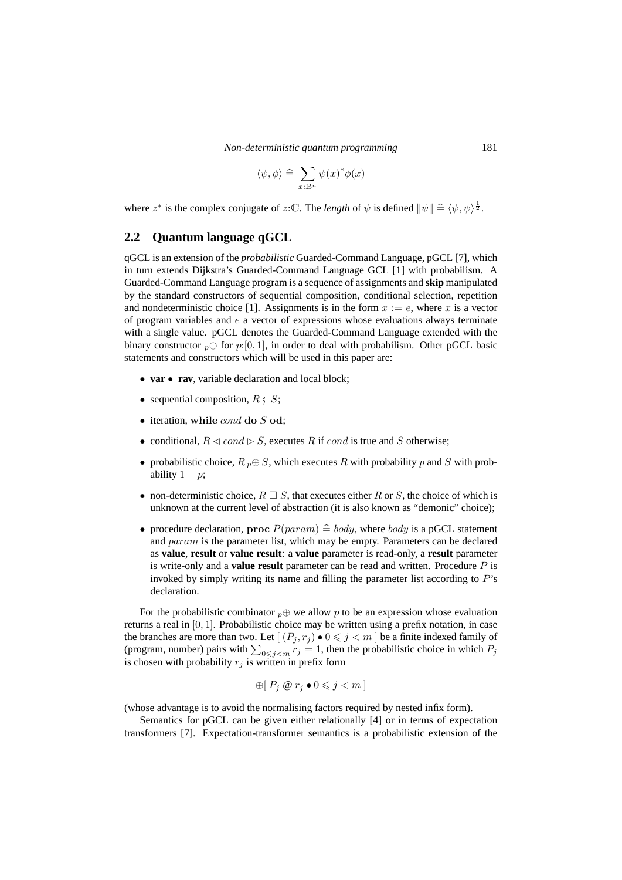$$\langle \psi, \phi \rangle \mathrel{\widehat{=}} \sum_{x:\mathbb{B}^n} \psi(x)^* \phi(x)$$

where $z^*$ is the complex conjugate of $z{:}\mathbb{C}$. The *length* of $\psi$ is defined $\|\psi\| \mathrel{\widehat{=}} \langle \psi, \psi \rangle^{\frac{1}{2}}$.

## 2.2 Quantum language qGCL

qGCL is an extension of the *probabilistic* Guarded-Command Language, pGCL [7], which in turn extends Dijkstra's Guarded-Command Language GCL [1] with probabilism. A Guarded-Command Language program is a sequence of assignments and **skip** manipulated by the standard constructors of sequential composition, conditional selection, repetition and nondeterministic choice [1]. Assignments is in the form $x := e$, where $x$ is a vector of program variables and $e$ a vector of expressions whose evaluations always terminate with a single value. pGCL denotes the Guarded-Command Language extended with the binary constructor ${}_p\oplus$ for $p{:}[0, 1]$, in order to deal with probabilism. Other pGCL basic statements and constructors which will be used in this paper are:

- **var** • **rav**, variable declaration and local block;
- sequential composition, $R \mathbin{;} S$;
- iteration, $\mathbf{while}\ cond\ \mathbf{do}\ S\ \mathbf{od}$;
- conditional, $R \lhd cond \rhd S$, executes $R$ if $cond$ is true and $S$ otherwise;
- probabilistic choice, $R\ {}_p\oplus\ S$, which executes $R$ with probability $p$ and $S$ with probability $1 - p$;
- non-deterministic choice, $R \sqcap S$, that executes either $R$ or $S$, the choice of which is unknown at the current level of abstraction (it is also known as "demonic" choice);
- procedure declaration, $\mathbf{proc}\ P(param) \mathrel{\widehat{=}} body$, where $body$ is a pGCL statement and $param$ is the parameter list, which may be empty. Parameters can be declared as **value**, **result** or **value result**: a **value** parameter is read-only, a **result** parameter is write-only and a **value result** parameter can be read and written. Procedure $P$ is invoked by simply writing its name and filling the parameter list according to $P$'s declaration.

For the probabilistic combinator ${}_p\oplus$ we allow $p$ to be an expression whose evaluation returns a real in $[0, 1]$. Probabilistic choice may be written using a prefix notation, in case the branches are more than two. Let $[\ (P_j, r_j) \bullet 0 \leqslant j < m\ ]$ be a finite indexed family of (program, number) pairs with $\sum_{0 \leqslant j < m} r_j = 1$, then the probabilistic choice in which $P_j$ is chosen with probability $r_j$ is written in prefix form

$$\oplus[\ P_j \ @\ r_j \bullet 0 \leqslant j < m\ ]$$

(whose advantage is to avoid the normalising factors required by nested infix form).

Semantics for pGCL can be given either relationally [4] or in terms of expectation transformers [7]. Expectation-transformer semantics is a probabilistic extension of the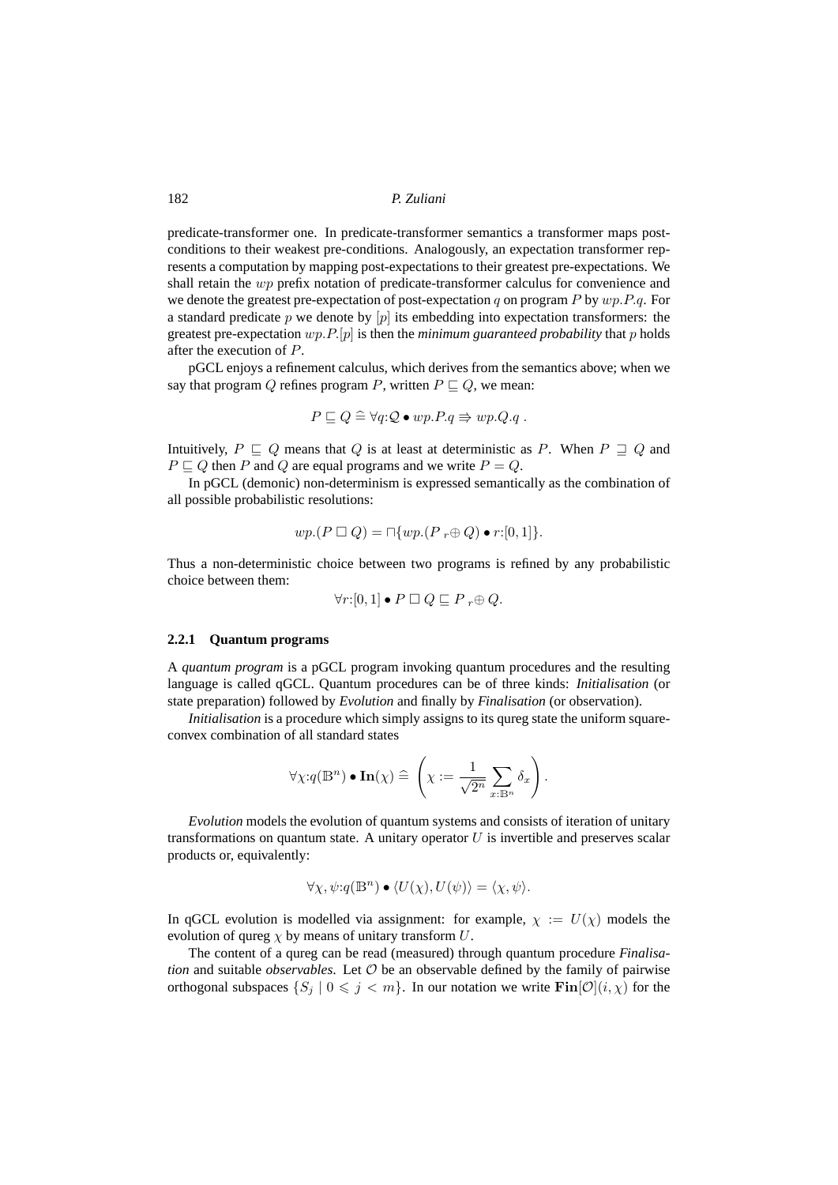predicate-transformer one. In predicate-transformer semantics a transformer maps post-conditions to their weakest pre-conditions. Analogously, an expectation transformer represents a computation by mapping post-expectations to their greatest pre-expectations. We shall retain the $wp$ prefix notation of predicate-transformer calculus for convenience and we denote the greatest pre-expectation of post-expectation $q$ on program $P$ by $wp.P.q$. For a standard predicate $p$ we denote by $[p]$ its embedding into expectation transformers: the greatest pre-expectation $wp.P.[p]$ is then the *minimum guaranteed probability* that $p$ holds after the execution of $P$.

pGCL enjoys a refinement calculus, which derives from the semantics above; when we say that program $Q$ refines program $P$, written $P \sqsubseteq Q$, we mean:

$$P \sqsubseteq Q \mathrel{\widehat{=}} \forall q{:}\mathcal{Q} \bullet wp.P.q \Rrightarrow wp.Q.q \;.$$

Intuitively, $P \sqsubseteq Q$ means that $Q$ is at least at deterministic as $P$. When $P \sqsupseteq Q$ and $P \sqsubseteq Q$ then $P$ and $Q$ are equal programs and we write $P = Q$.

In pGCL (demonic) non-determinism is expressed semantically as the combination of all possible probabilistic resolutions:

$$wp.(P \sqcap Q) = \sqcap\{wp.(P \;{}_r{\oplus}\; Q) \bullet r{:}[0,1]\}.$$

Thus a non-deterministic choice between two programs is refined by any probabilistic choice between them:

$$\forall r{:}[0,1] \bullet P \sqcap Q \sqsubseteq P \;{}_r{\oplus}\; Q.$$

#### 2.2.1 Quantum programs

A *quantum program* is a pGCL program invoking quantum procedures and the resulting language is called qGCL. Quantum procedures can be of three kinds: *Initialisation* (or state preparation) followed by *Evolution* and finally by *Finalisation* (or observation).

*Initialisation* is a procedure which simply assigns to its qureg state the uniform square-convex combination of all standard states

$$\forall \chi{:}q(\mathbb{B}^n) \bullet \mathbf{In}(\chi) \mathrel{\widehat{=}} \left(\chi := \frac{1}{\sqrt{2^n}} \sum_{x:\mathbb{B}^n} \delta_x\right).$$

*Evolution* models the evolution of quantum systems and consists of iteration of unitary transformations on quantum state. A unitary operator $U$ is invertible and preserves scalar products or, equivalently:

$$\forall \chi, \psi{:}q(\mathbb{B}^n) \bullet \langle U(\chi), U(\psi)\rangle = \langle \chi, \psi \rangle.$$

In qGCL evolution is modelled via assignment: for example, $\chi := U(\chi)$ models the evolution of qureg $\chi$ by means of unitary transform $U$.

The content of a qureg can be read (measured) through quantum procedure *Finalisation* and suitable *observables*. Let $\mathcal{O}$ be an observable defined by the family of pairwise orthogonal subspaces $\{S_j \mid 0 \leqslant j < m\}$. In our notation we write $\mathbf{Fin}[\mathcal{O}](i, \chi)$ for the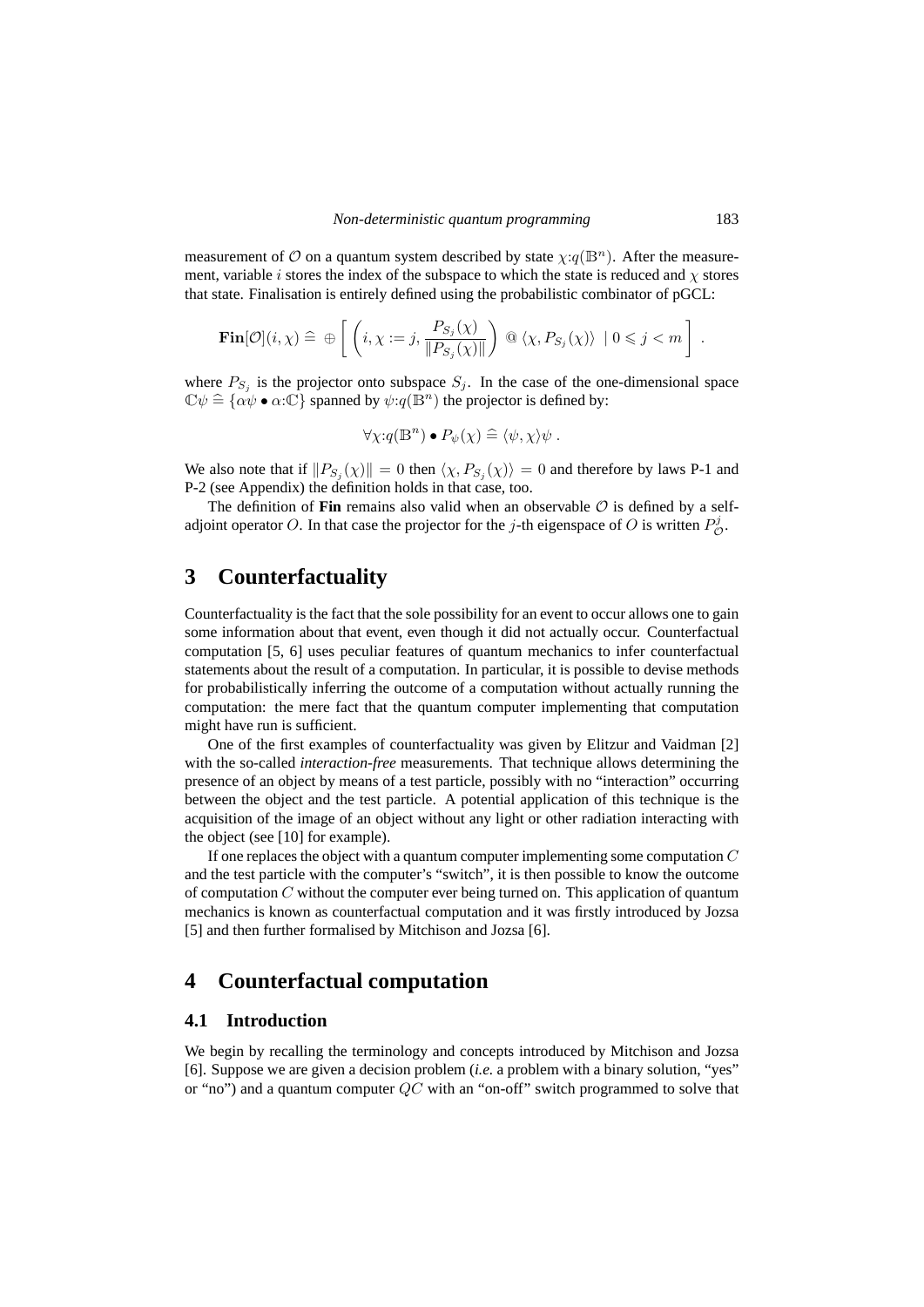measurement of $\mathcal{O}$ on a quantum system described by state $\chi{:}q(\mathbb{B}^n)$. After the measurement, variable $i$ stores the index of the subspace to which the state is reduced and $\chi$ stores that state. Finalisation is entirely defined using the probabilistic combinator of pGCL:

$$\mathbf{Fin}[\mathcal{O}](i, \chi) \mathrel{\widehat{=}} \oplus \left[ \left( i, \chi := j, \frac{P_{S_j}(\chi)}{\|P_{S_j}(\chi)\|} \right) @ \langle \chi, P_{S_j}(\chi) \rangle \;\mid 0 \leqslant j < m \right] .$$

where $P_{S_j}$ is the projector onto subspace $S_j$. In the case of the one-dimensional space $\mathbb{C}\psi \mathrel{\widehat{=}} \{\alpha\psi \bullet \alpha{:}\mathbb{C}\}$ spanned by $\psi{:}q(\mathbb{B}^n)$ the projector is defined by:

$$\forall \chi{:}q(\mathbb{B}^n) \bullet P_\psi(\chi) \mathrel{\widehat{=}} \langle \psi, \chi \rangle \psi \; .$$

We also note that if $\|P_{S_j}(\chi)\| = 0$ then $\langle \chi, P_{S_j}(\chi) \rangle = 0$ and therefore by laws P-1 and P-2 (see Appendix) the definition holds in that case, too.

The definition of **Fin** remains also valid when an observable $\mathcal{O}$ is defined by a self-adjoint operator $O$. In that case the projector for the $j$-th eigenspace of $O$ is written $P^j_{\mathcal{O}}$.

# 3 Counterfactuality

Counterfactuality is the fact that the sole possibility for an event to occur allows one to gain some information about that event, even though it did not actually occur. Counterfactual computation [5, 6] uses peculiar features of quantum mechanics to infer counterfactual statements about the result of a computation. In particular, it is possible to devise methods for probabilistically inferring the outcome of a computation without actually running the computation: the mere fact that the quantum computer implementing that computation might have run is sufficient.

One of the first examples of counterfactuality was given by Elitzur and Vaidman [2] with the so-called *interaction-free* measurements. That technique allows determining the presence of an object by means of a test particle, possibly with no "interaction" occurring between the object and the test particle. A potential application of this technique is the acquisition of the image of an object without any light or other radiation interacting with the object (see [10] for example).

If one replaces the object with a quantum computer implementing some computation $C$ and the test particle with the computer's "switch", it is then possible to know the outcome of computation $C$ without the computer ever being turned on. This application of quantum mechanics is known as counterfactual computation and it was firstly introduced by Jozsa [5] and then further formalised by Mitchison and Jozsa [6].

# 4 Counterfactual computation

## 4.1 Introduction

We begin by recalling the terminology and concepts introduced by Mitchison and Jozsa [6]. Suppose we are given a decision problem (*i.e.* a problem with a binary solution, "yes" or "no") and a quantum computer $QC$ with an "on-off" switch programmed to solve that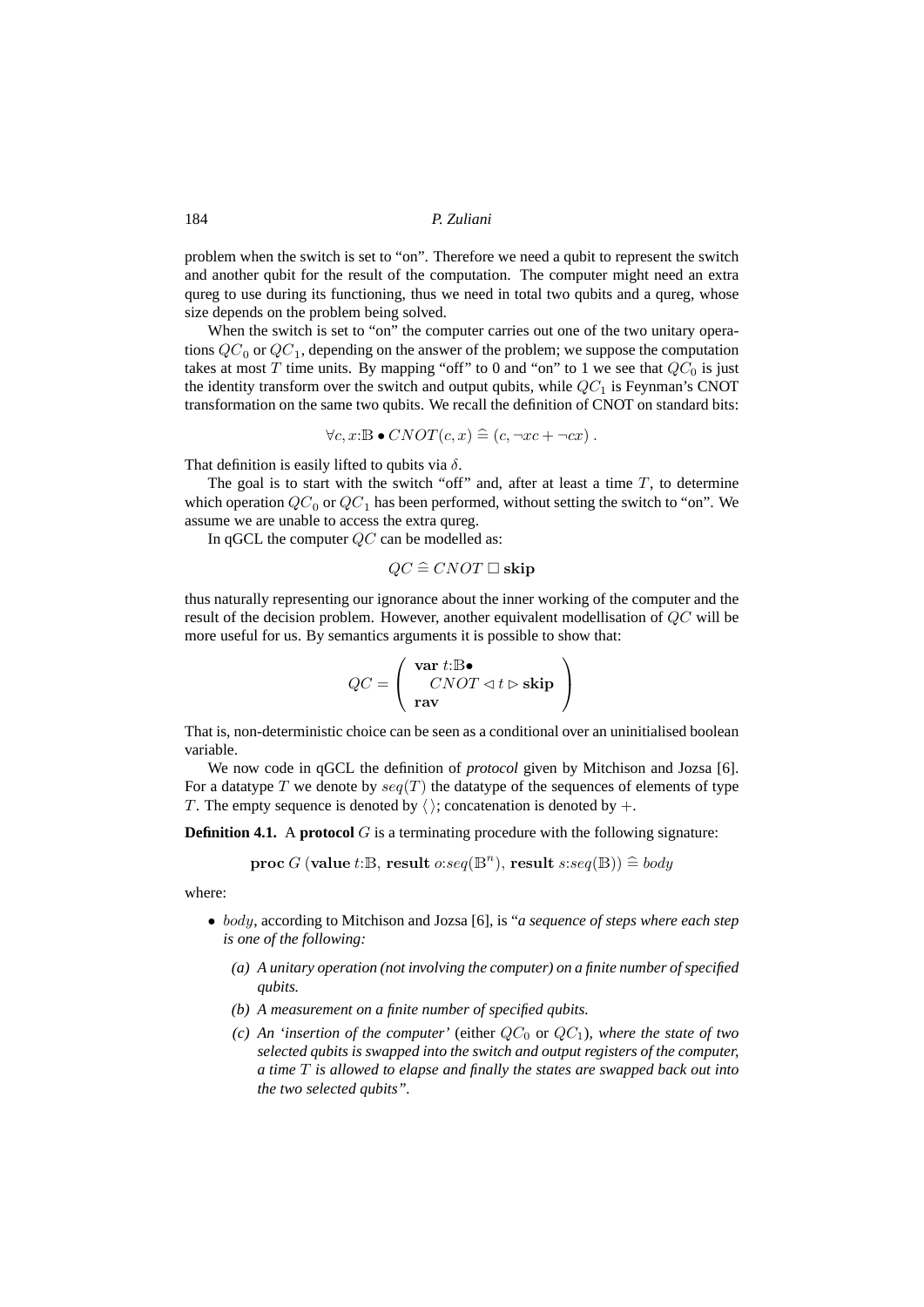problem when the switch is set to "on". Therefore we need a qubit to represent the switch and another qubit for the result of the computation. The computer might need an extra qureg to use during its functioning, thus we need in total two qubits and a qureg, whose size depends on the problem being solved.

When the switch is set to "on" the computer carries out one of the two unitary operations $QC_0$ or $QC_1$, depending on the answer of the problem; we suppose the computation takes at most $T$ time units. By mapping "off" to 0 and "on" to 1 we see that $QC_0$ is just the identity transform over the switch and output qubits, while $QC_1$ is Feynman's CNOT transformation on the same two qubits. We recall the definition of CNOT on standard bits:

$$\forall c, x{:}\mathbb{B} \bullet CNOT(c, x) \mathrel{\widehat{=}} (c, \neg xc + \neg cx) \,.$$

That definition is easily lifted to qubits via $\delta$.

The goal is to start with the switch "off" and, after at least a time $T$, to determine which operation $QC_0$ or $QC_1$ has been performed, without setting the switch to "on". We assume we are unable to access the extra qureg.

In qGCL the computer $QC$ can be modelled as:

$$QC \mathrel{\widehat{=}} CNOT \;\square\; \mathbf{skip}$$

thus naturally representing our ignorance about the inner working of the computer and the result of the decision problem. However, another equivalent modellisation of $QC$ will be more useful for us. By semantics arguments it is possible to show that:

$$QC = \left( \begin{array}{l} \mathbf{var}\ t{:}\mathbb{B}\bullet \\ \quad CNOT \lhd t \rhd \mathbf{skip} \\ \mathbf{rav} \end{array} \right)$$

That is, non-deterministic choice can be seen as a conditional over an uninitialised boolean variable.

We now code in qGCL the definition of *protocol* given by Mitchison and Jozsa [6]. For a datatype $T$ we denote by $seq(T)$ the datatype of the sequences of elements of type $T$. The empty sequence is denoted by $\langle\rangle$; concatenation is denoted by $+$.

**Definition 4.1.** A **protocol** $G$ is a terminating procedure with the following signature:

$$\mathbf{proc}\ G\ (\mathbf{value}\ t{:}\mathbb{B},\ \mathbf{result}\ o{:}seq(\mathbb{B}^n),\ \mathbf{result}\ s{:}seq(\mathbb{B})) \mathrel{\widehat{=}} body$$

where:

- $body$, according to Mitchison and Jozsa [6], is "*a sequence of steps where each step is one of the following:*
  - *(a) A unitary operation (not involving the computer) on a finite number of specified qubits.*
  - *(b) A measurement on a finite number of specified qubits.*
  - *(c) An 'insertion of the computer'* (either $QC_0$ or $QC_1$)*, where the state of two selected qubits is swapped into the switch and output registers of the computer, a time $T$ is allowed to elapse and finally the states are swapped back out into the two selected qubits".*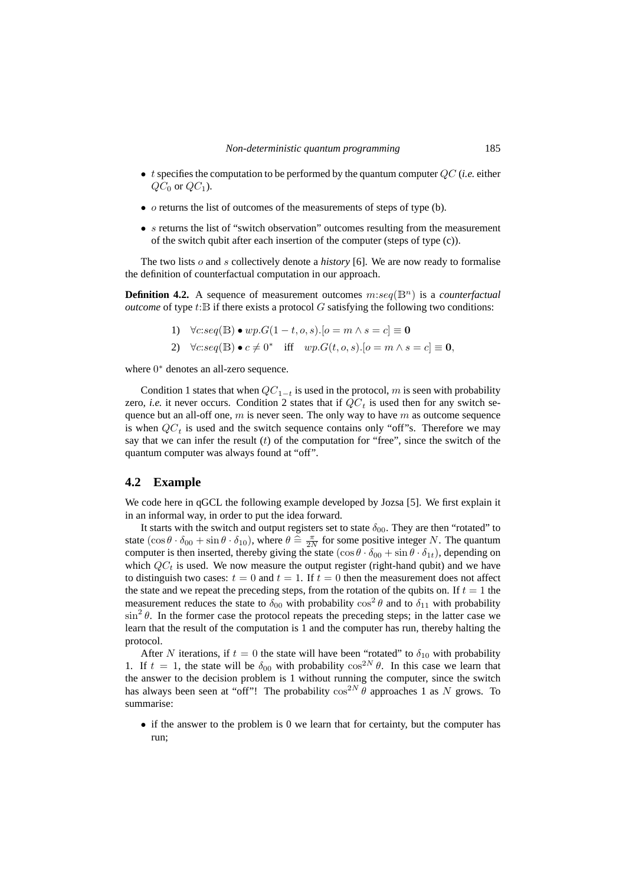- $t$ specifies the computation to be performed by the quantum computer $QC$ (*i.e.* either $QC_0$ or $QC_1$).
- $o$ returns the list of outcomes of the measurements of steps of type (b).
- $s$ returns the list of "switch observation" outcomes resulting from the measurement of the switch qubit after each insertion of the computer (steps of type (c)).

The two lists $o$ and $s$ collectively denote a *history* [6]. We are now ready to formalise the definition of counterfactual computation in our approach.

**Definition 4.2.** A sequence of measurement outcomes $m{:}seq(\mathbb{B}^n)$ is a *counterfactual outcome* of type $t{:}\mathbb{B}$ if there exists a protocol $G$ satisfying the following two conditions:

$$1) \quad \forall c{:}seq(\mathbb{B}) \bullet wp.G(1-t, o, s).[o = m \wedge s = c] \equiv \mathbf{0}$$

$$2) \quad \forall c{:}seq(\mathbb{B}) \bullet c \neq 0^* \quad \text{iff} \quad wp.G(t, o, s).[o = m \wedge s = c] \equiv \mathbf{0},$$

where $0^*$ denotes an all-zero sequence.

Condition 1 states that when $QC_{1-t}$ is used in the protocol, $m$ is seen with probability zero, *i.e.* it never occurs. Condition 2 states that if $QC_t$ is used then for any switch sequence but an all-off one, $m$ is never seen. The only way to have $m$ as outcome sequence is when $QC_t$ is used and the switch sequence contains only "off"s. Therefore we may say that we can infer the result ($t$) of the computation for "free", since the switch of the quantum computer was always found at "off".

## 4.2 Example

We code here in qGCL the following example developed by Jozsa [5]. We first explain it in an informal way, in order to put the idea forward.

It starts with the switch and output registers set to state $\delta_{00}$. They are then "rotated" to state $(\cos\theta \cdot \delta_{00} + \sin\theta \cdot \delta_{10})$, where $\theta \mathrel{\widehat{=}} \frac{\pi}{2N}$ for some positive integer $N$. The quantum computer is then inserted, thereby giving the state $(\cos\theta \cdot \delta_{00} + \sin\theta \cdot \delta_{1t})$, depending on which $QC_t$ is used. We now measure the output register (right-hand qubit) and we have to distinguish two cases: $t = 0$ and $t = 1$. If $t = 0$ then the measurement does not affect the state and we repeat the preceding steps, from the rotation of the qubits on. If $t = 1$ the measurement reduces the state to $\delta_{00}$ with probability $\cos^2\theta$ and to $\delta_{11}$ with probability $\sin^2\theta$. In the former case the protocol repeats the preceding steps; in the latter case we learn that the result of the computation is 1 and the computer has run, thereby halting the protocol.

After $N$ iterations, if $t = 0$ the state will have been "rotated" to $\delta_{10}$ with probability 1. If $t = 1$, the state will be $\delta_{00}$ with probability $\cos^{2N}\theta$. In this case we learn that the answer to the decision problem is 1 without running the computer, since the switch has always been seen at "off"! The probability $\cos^{2N}\theta$ approaches 1 as $N$ grows. To summarise:

- if the answer to the problem is 0 we learn that for certainty, but the computer has run;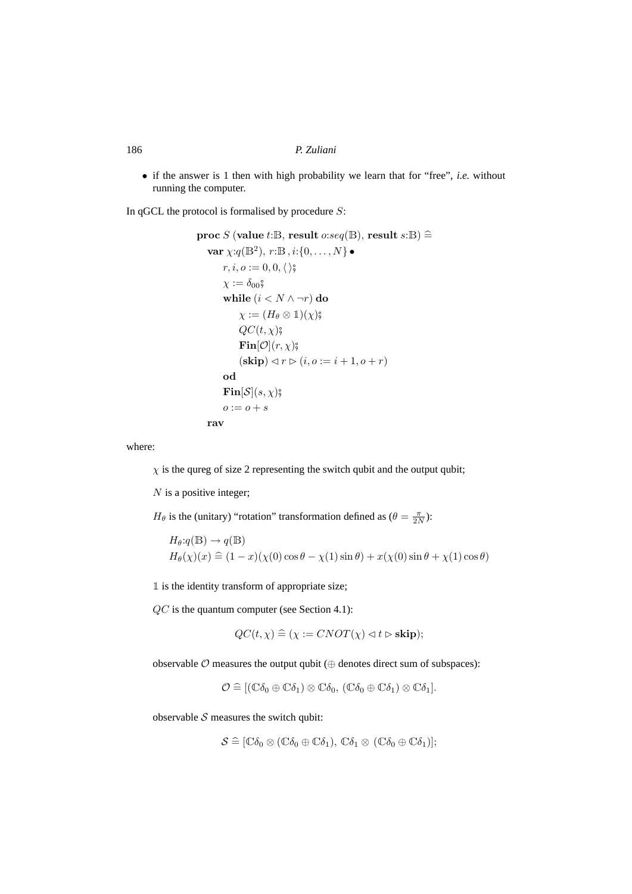- if the answer is 1 then with high probability we learn that for "free", *i.e.* without running the computer.

In qGCL the protocol is formalised by procedure $S$:

$$
\begin{array}{l}
\textbf{proc } S\ (\textbf{value } t{:}\mathbb{B},\ \textbf{result } o{:}seq(\mathbb{B}),\ \textbf{result } s{:}\mathbb{B}) \mathrel{\widehat{=}} \\
\quad \textbf{var } \chi{:}q(\mathbb{B}^2),\ r{:}\mathbb{B}\,,\ i{:}\{0,\ldots,N\} \bullet \\
\qquad r, i, o := 0, 0, \langle\,\rangle ⨾ \\
\qquad \chi := \delta_{00} ⨾ \\
\qquad \textbf{while } (i < N \wedge \neg r) \textbf{ do} \\
\qquad\quad \chi := (H_\theta \otimes \mathbb{1})(\chi) ⨾ \\
\qquad\quad QC(t, \chi) ⨾ \\
\qquad\quad \mathbf{Fin}[\mathcal{O}](r, \chi) ⨾ \\
\qquad\quad (\textbf{skip}) \lhd r \rhd (i, o := i + 1, o + r) \\
\qquad \textbf{od} \\
\qquad \mathbf{Fin}[\mathcal{S}](s, \chi) ⨾ \\
\qquad o := o + s \\
\quad \textbf{rav}
\end{array}
$$

where:

$\chi$ is the qureg of size 2 representing the switch qubit and the output qubit;

$N$ is a positive integer;

$H_\theta$ is the (unitary) "rotation" transformation defined as ($\theta = \frac{\pi}{2N}$):

$$
\begin{array}{l}
H_\theta{:}q(\mathbb{B}) \rightarrow q(\mathbb{B}) \\
H_\theta(\chi)(x) \mathrel{\widehat{=}} (1 - x)(\chi(0)\cos\theta - \chi(1)\sin\theta) + x(\chi(0)\sin\theta + \chi(1)\cos\theta)
\end{array}
$$

$\mathbb{1}$ is the identity transform of appropriate size;

$QC$ is the quantum computer (see Section 4.1):

$$
QC(t, \chi) \mathrel{\widehat{=}} (\chi := CNOT(\chi) \lhd t \rhd \textbf{skip});
$$

observable $\mathcal{O}$ measures the output qubit ($\oplus$ denotes direct sum of subspaces):

$$
\mathcal{O} \mathrel{\widehat{=}} [(\mathbb{C}\delta_0 \oplus \mathbb{C}\delta_1) \otimes \mathbb{C}\delta_0,\ (\mathbb{C}\delta_0 \oplus \mathbb{C}\delta_1) \otimes \mathbb{C}\delta_1].
$$

observable $\mathcal{S}$ measures the switch qubit:

$$
\mathcal{S} \mathrel{\widehat{=}} [\mathbb{C}\delta_0 \otimes (\mathbb{C}\delta_0 \oplus \mathbb{C}\delta_1),\ \mathbb{C}\delta_1 \otimes\ (\mathbb{C}\delta_0 \oplus \mathbb{C}\delta_1)];
$$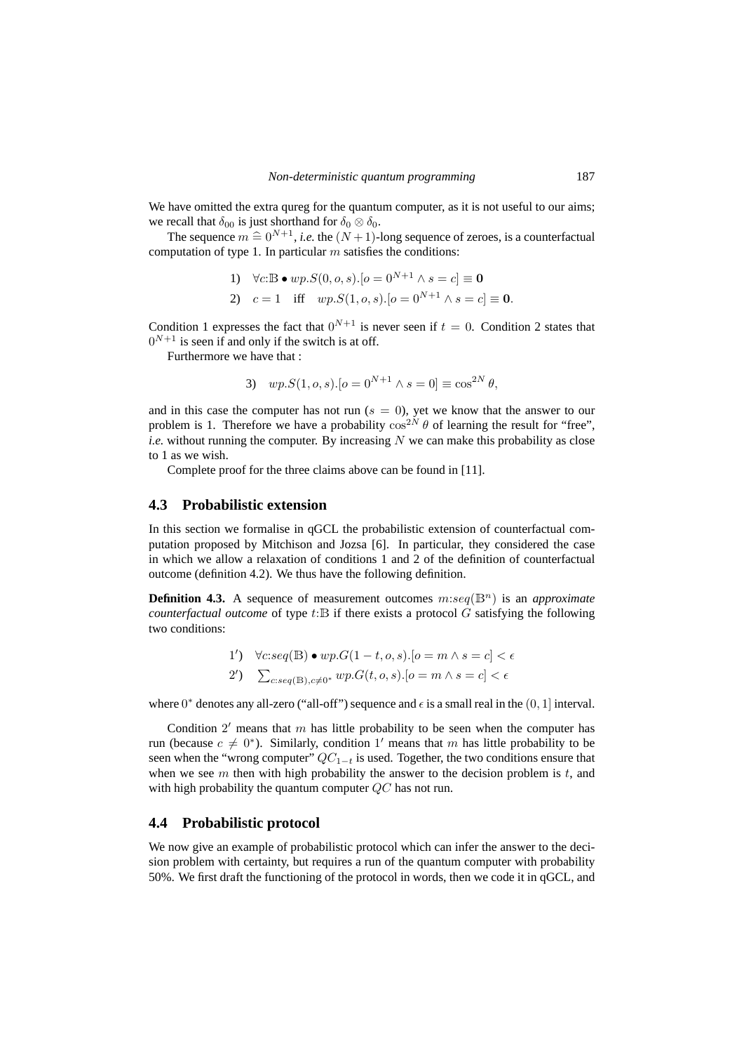We have omitted the extra qureg for the quantum computer, as it is not useful to our aims; we recall that $\delta_{00}$ is just shorthand for $\delta_0 \otimes \delta_0$.

The sequence $m \mathrel{\widehat{=}} 0^{N+1}$, *i.e.* the $(N+1)$-long sequence of zeroes, is a counterfactual computation of type 1. In particular $m$ satisfies the conditions:

$$1) \quad \forall c{:}\mathbb{B} \bullet wp.S(0,o,s).[o = 0^{N+1} \wedge s = c] \equiv \mathbf{0}$$

$$2) \quad c = 1 \quad \text{iff} \quad wp.S(1,o,s).[o = 0^{N+1} \wedge s = c] \equiv \mathbf{0}.$$

Condition 1 expresses the fact that $0^{N+1}$ is never seen if $t = 0$. Condition 2 states that $0^{N+1}$ is seen if and only if the switch is at off.

Furthermore we have that :

$$3) \quad wp.S(1,o,s).[o = 0^{N+1} \wedge s = 0] \equiv \cos^{2N}\theta,$$

and in this case the computer has not run ($s = 0$), yet we know that the answer to our problem is 1. Therefore we have a probability $\cos^{2N}\theta$ of learning the result for "free", *i.e.* without running the computer. By increasing $N$ we can make this probability as close to 1 as we wish.

Complete proof for the three claims above can be found in [11].

## 4.3 Probabilistic extension

In this section we formalise in qGCL the probabilistic extension of counterfactual computation proposed by Mitchison and Jozsa [6]. In particular, they considered the case in which we allow a relaxation of conditions 1 and 2 of the definition of counterfactual outcome (definition 4.2). We thus have the following definition.

**Definition 4.3.** A sequence of measurement outcomes $m{:}seq(\mathbb{B}^n)$ is an *approximate counterfactual outcome* of type $t{:}\mathbb{B}$ if there exists a protocol $G$ satisfying the following two conditions:

$$1') \quad \forall c{:}seq(\mathbb{B}) \bullet wp.G(1-t,o,s).[o = m \wedge s = c] < \epsilon$$

$$2') \quad \sum_{c:seq(\mathbb{B}), c \neq 0^*} wp.G(t,o,s).[o = m \wedge s = c] < \epsilon$$

where $0^*$ denotes any all-zero ("all-off") sequence and $\epsilon$ is a small real in the $(0,1]$ interval.

Condition $2'$ means that $m$ has little probability to be seen when the computer has run (because $c \neq 0^*$). Similarly, condition $1'$ means that $m$ has little probability to be seen when the "wrong computer" $QC_{1-t}$ is used. Together, the two conditions ensure that when we see $m$ then with high probability the answer to the decision problem is $t$, and with high probability the quantum computer $QC$ has not run.

## 4.4 Probabilistic protocol

We now give an example of probabilistic protocol which can infer the answer to the decision problem with certainty, but requires a run of the quantum computer with probability 50%. We first draft the functioning of the protocol in words, then we code it in qGCL, and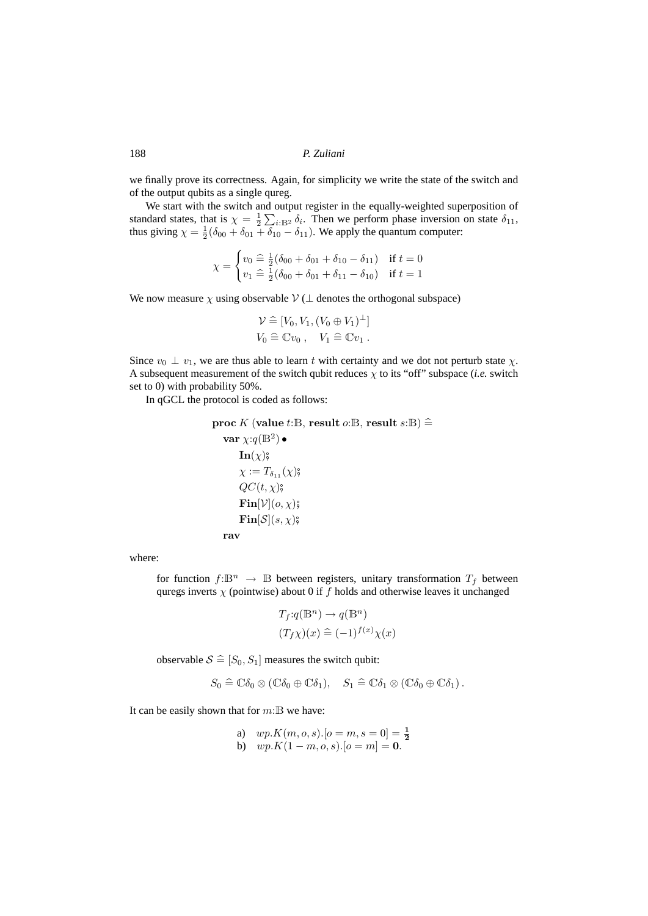we finally prove its correctness. Again, for simplicity we write the state of the switch and of the output qubits as a single qureg.

We start with the switch and output register in the equally-weighted superposition of standard states, that is $\chi = \frac{1}{2}\sum_{i:\mathbb{B}^2} \delta_i$. Then we perform phase inversion on state $\delta_{11}$, thus giving $\chi = \frac{1}{2}(\delta_{00} + \delta_{01} + \delta_{10} - \delta_{11})$. We apply the quantum computer:

$$\chi = \begin{cases} v_0 \mathrel{\widehat{=}} \frac{1}{2}(\delta_{00} + \delta_{01} + \delta_{10} - \delta_{11}) & \text{if } t = 0 \\ v_1 \mathrel{\widehat{=}} \frac{1}{2}(\delta_{00} + \delta_{01} + \delta_{11} - \delta_{10}) & \text{if } t = 1 \end{cases}$$

We now measure $\chi$ using observable $\mathcal{V}$ ($\perp$ denotes the orthogonal subspace)

$$\mathcal{V} \mathrel{\widehat{=}} [V_0, V_1, (V_0 \oplus V_1)^{\perp}]$$
$$V_0 \mathrel{\widehat{=}} \mathbb{C}v_0\,, \quad V_1 \mathrel{\widehat{=}} \mathbb{C}v_1\,.$$

Since $v_0 \perp v_1$, we are thus able to learn $t$ with certainty and we dot not perturb state $\chi$. A subsequent measurement of the switch qubit reduces $\chi$ to its "off" subspace (*i.e.* switch set to 0) with probability 50%.

In qGCL the protocol is coded as follows:

$$
\begin{array}{l}
\textbf{proc } K\ (\textbf{value } t{:}\mathbb{B},\ \textbf{result } o{:}\mathbb{B},\ \textbf{result } s{:}\mathbb{B}) \mathrel{\widehat{=}} \\
\quad \textbf{var } \chi{:}q(\mathbb{B}^2) \bullet \\
\qquad \textbf{In}(\chi)\,⨾ \\
\qquad \chi := T_{\delta_{11}}(\chi)\,⨾ \\
\qquad QC(t,\chi)\,⨾ \\
\qquad \textbf{Fin}[\mathcal{V}](o,\chi)\,⨾ \\
\qquad \textbf{Fin}[\mathcal{S}](s,\chi)\,⨾ \\
\quad \textbf{rav}
\end{array}
$$

where:

> for function $f{:}\mathbb{B}^n \to \mathbb{B}$ between registers, unitary transformation $T_f$ between quregs inverts $\chi$ (pointwise) about 0 if $f$ holds and otherwise leaves it unchanged
>
> $$T_f{:}q(\mathbb{B}^n) \to q(\mathbb{B}^n)$$
> $$(T_f\chi)(x) \mathrel{\widehat{=}} (-1)^{f(x)}\chi(x)$$
>
> observable $\mathcal{S} \mathrel{\widehat{=}} [S_0, S_1]$ measures the switch qubit:
>
> $$S_0 \mathrel{\widehat{=}} \mathbb{C}\delta_0 \otimes (\mathbb{C}\delta_0 \oplus \mathbb{C}\delta_1), \quad S_1 \mathrel{\widehat{=}} \mathbb{C}\delta_1 \otimes (\mathbb{C}\delta_0 \oplus \mathbb{C}\delta_1)\,.$$

It can be easily shown that for $m{:}\mathbb{B}$ we have:

a) $wp.K(m, o, s).[o = m, s = 0] = \mathbf{\frac{1}{2}}$
b) $wp.K(1 - m, o, s).[o = m] = \mathbf{0}$.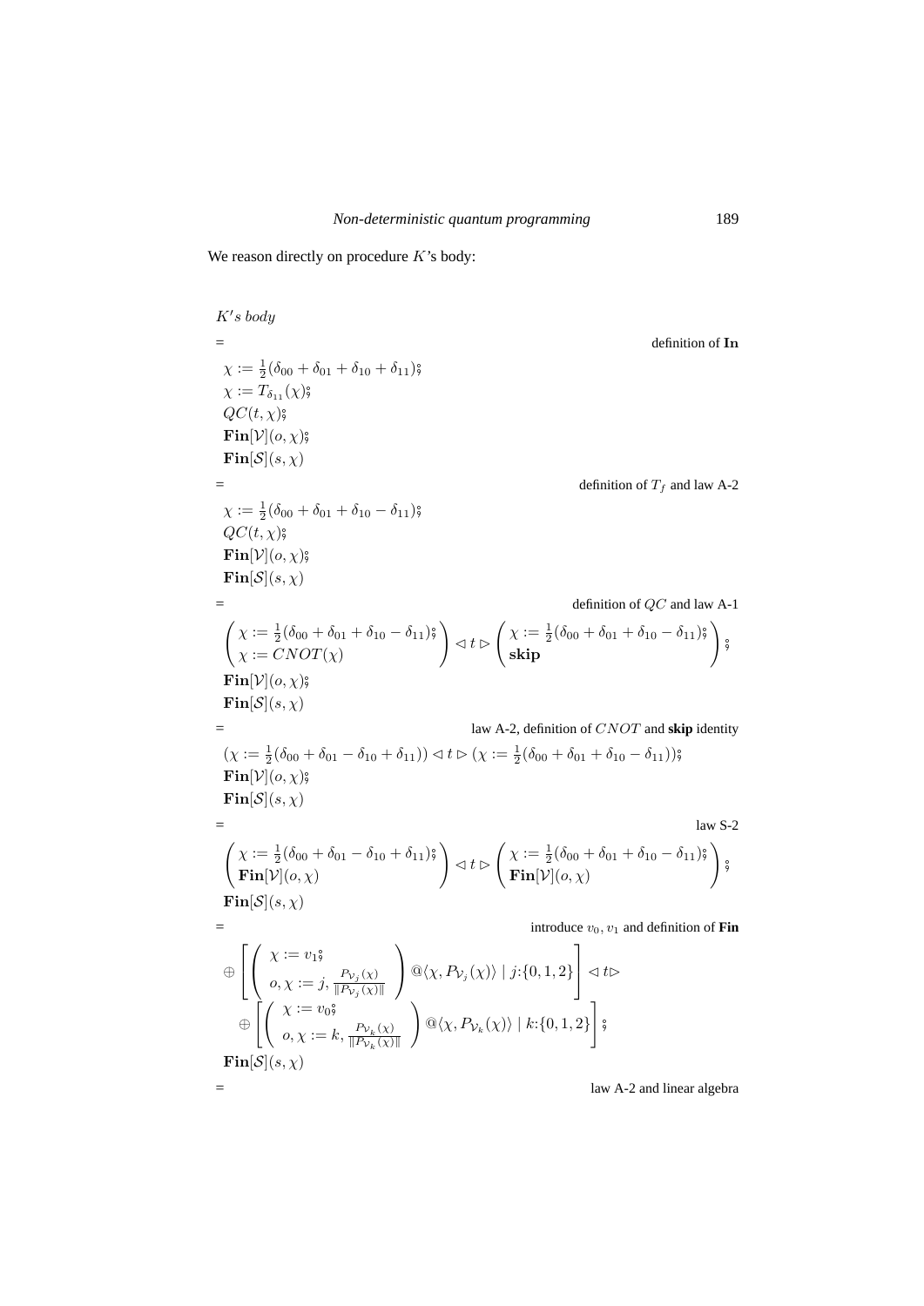We reason directly on procedure $K$'s body:

$$
\begin{array}{ll}
& K's\ body \\
= & \text{definition of } \mathbf{In} \\
& \chi := \frac{1}{2}(\delta_{00} + \delta_{01} + \delta_{10} + \delta_{11})\,;\!\!\!\!\;\; \\
& \chi := T_{\delta_{11}}(\chi)\,; \\
& QC(t, \chi)\,; \\
& \mathbf{Fin}[\mathcal{V}](o, \chi)\,; \\
& \mathbf{Fin}[\mathcal{S}](s, \chi) \\
= & \text{definition of } T_f \text{ and law A-2} \\
& \chi := \frac{1}{2}(\delta_{00} + \delta_{01} + \delta_{10} - \delta_{11})\,; \\
& QC(t, \chi)\,; \\
& \mathbf{Fin}[\mathcal{V}](o, \chi)\,; \\
& \mathbf{Fin}[\mathcal{S}](s, \chi) \\
= & \text{definition of } QC \text{ and law A-1} \\
& \left( \begin{array}{l} \chi := \frac{1}{2}(\delta_{00} + \delta_{01} + \delta_{10} - \delta_{11})\,; \\ \chi := CNOT(\chi) \end{array} \right) \lhd t \rhd \left( \begin{array}{l} \chi := \frac{1}{2}(\delta_{00} + \delta_{01} + \delta_{10} - \delta_{11})\,; \\ \mathbf{skip} \end{array} \right); \\
& \mathbf{Fin}[\mathcal{V}](o, \chi)\,; \\
& \mathbf{Fin}[\mathcal{S}](s, \chi) \\
= & \text{law A-2, definition of } CNOT \text{ and } \mathbf{skip} \text{ identity} \\
& (\chi := \frac{1}{2}(\delta_{00} + \delta_{01} - \delta_{10} + \delta_{11})) \lhd t \rhd (\chi := \frac{1}{2}(\delta_{00} + \delta_{01} + \delta_{10} - \delta_{11}))\,; \\
& \mathbf{Fin}[\mathcal{V}](o, \chi)\,; \\
& \mathbf{Fin}[\mathcal{S}](s, \chi) \\
= & \text{law S-2} \\
& \left( \begin{array}{l} \chi := \frac{1}{2}(\delta_{00} + \delta_{01} - \delta_{10} + \delta_{11})\,; \\ \mathbf{Fin}[\mathcal{V}](o, \chi) \end{array} \right) \lhd t \rhd \left( \begin{array}{l} \chi := \frac{1}{2}(\delta_{00} + \delta_{01} + \delta_{10} - \delta_{11})\,; \\ \mathbf{Fin}[\mathcal{V}](o, \chi) \end{array} \right); \\
& \mathbf{Fin}[\mathcal{S}](s, \chi) \\
= & \text{introduce } v_0, v_1 \text{ and definition of } \mathbf{Fin} \\
& \oplus \left[ \left( \begin{array}{l} \chi := v_1\,; \\ o, \chi := j, \frac{P_{\mathcal{V}_j}(\chi)}{\|P_{\mathcal{V}_j}(\chi)\|} \end{array} \right) @\langle \chi, P_{\mathcal{V}_j}(\chi) \rangle \mid j{:}\{0,1,2\} \right] \lhd t \rhd \\
& \quad \oplus \left[ \left( \begin{array}{l} \chi := v_0\,; \\ o, \chi := k, \frac{P_{\mathcal{V}_k}(\chi)}{\|P_{\mathcal{V}_k}(\chi)\|} \end{array} \right) @\langle \chi, P_{\mathcal{V}_k}(\chi) \rangle \mid k{:}\{0,1,2\} \right]; \\
& \mathbf{Fin}[\mathcal{S}](s, \chi) \\
= & \text{law A-2 and linear algebra}
\end{array}
$$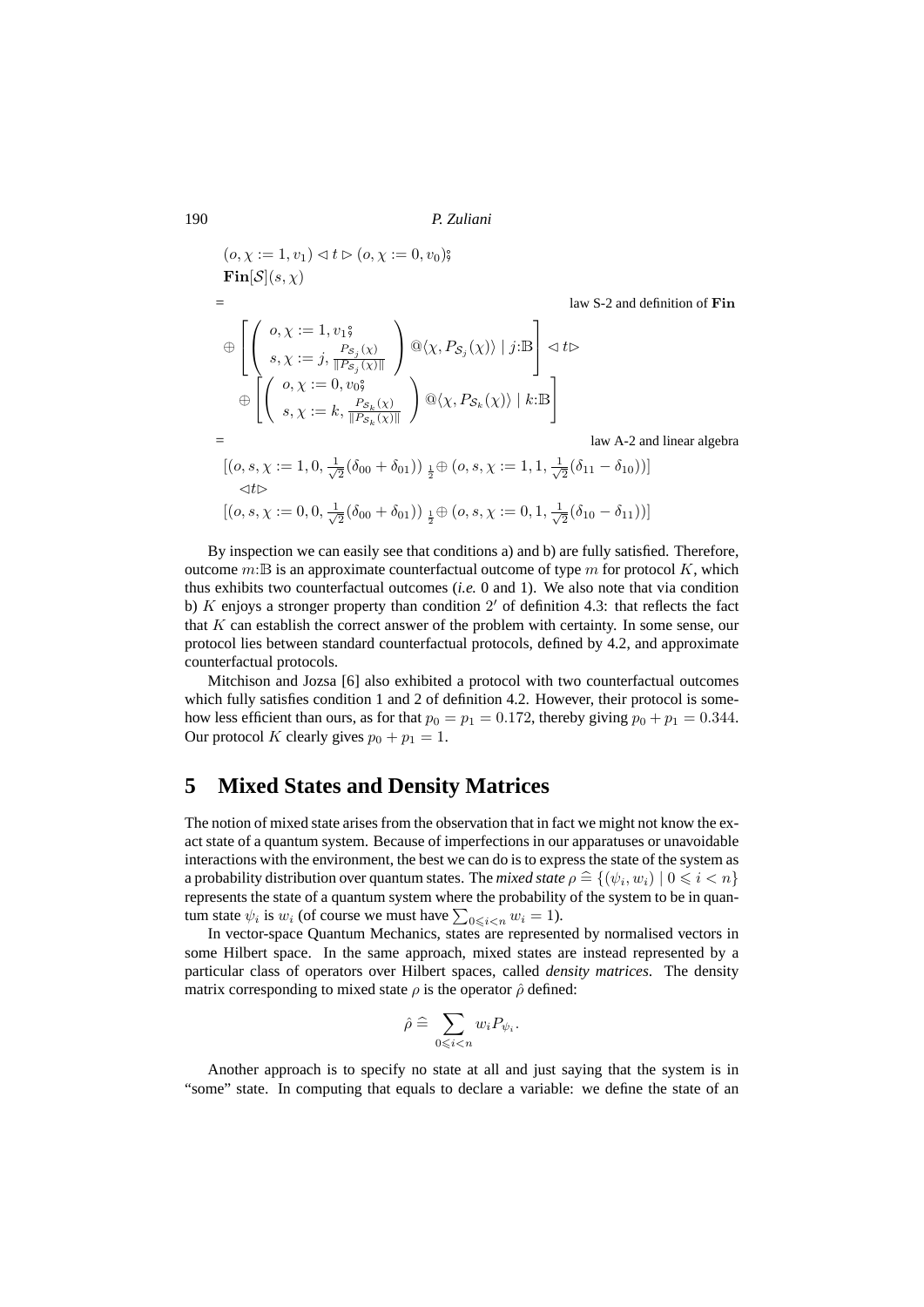$$(o, \chi := 1, v_1) \lhd t \rhd (o, \chi := 0, v_0)_{9}^{\circ}$$
$$\mathbf{Fin}[\mathcal{S}](s, \chi)$$

$=$ law S-2 and definition of **Fin**

$$\oplus \left[ \left( \begin{array}{c} o, \chi := 1, v_1 ⨾ \\ s, \chi := j, \frac{P_{\mathcal{S}_j}(\chi)}{\|P_{\mathcal{S}_j}(\chi)\|} \end{array} \right) @\langle \chi, P_{\mathcal{S}_j}(\chi) \rangle \mid j{:}\mathbb{B} \right] \lhd t \rhd$$
$$\oplus \left[ \left( \begin{array}{c} o, \chi := 0, v_0 ⨾ \\ s, \chi := k, \frac{P_{\mathcal{S}_k}(\chi)}{\|P_{\mathcal{S}_k}(\chi)\|} \end{array} \right) @\langle \chi, P_{\mathcal{S}_k}(\chi) \rangle \mid k{:}\mathbb{B} \right]$$

$=$ law A-2 and linear algebra

$$[(o, s, \chi := 1, 0, \tfrac{1}{\sqrt{2}}(\delta_{00} + \delta_{01})) \;{}_{\frac{1}{2}}\!\oplus (o, s, \chi := 1, 1, \tfrac{1}{\sqrt{2}}(\delta_{11} - \delta_{10}))]$$
$$\lhd t \rhd$$
$$[(o, s, \chi := 0, 0, \tfrac{1}{\sqrt{2}}(\delta_{00} + \delta_{01})) \;{}_{\frac{1}{2}}\!\oplus (o, s, \chi := 0, 1, \tfrac{1}{\sqrt{2}}(\delta_{10} - \delta_{11}))]$$

By inspection we can easily see that conditions a) and b) are fully satisfied. Therefore, outcome $m{:}\mathbb{B}$ is an approximate counterfactual outcome of type $m$ for protocol $K$, which thus exhibits two counterfactual outcomes (*i.e.* 0 and 1). We also note that via condition b) $K$ enjoys a stronger property than condition $2'$ of definition 4.3: that reflects the fact that $K$ can establish the correct answer of the problem with certainty. In some sense, our protocol lies between standard counterfactual protocols, defined by 4.2, and approximate counterfactual protocols.

Mitchison and Jozsa [6] also exhibited a protocol with two counterfactual outcomes which fully satisfies condition 1 and 2 of definition 4.2. However, their protocol is somehow less efficient than ours, as for that $p_0 = p_1 = 0.172$, thereby giving $p_0 + p_1 = 0.344$. Our protocol $K$ clearly gives $p_0 + p_1 = 1$.

# 5 Mixed States and Density Matrices

The notion of mixed state arises from the observation that in fact we might not know the exact state of a quantum system. Because of imperfections in our apparatuses or unavoidable interactions with the environment, the best we can do is to express the state of the system as a probability distribution over quantum states. The *mixed state* $\rho \mathrel{\widehat{=}} \{(\psi_i, w_i) \mid 0 \leqslant i < n\}$ represents the state of a quantum system where the probability of the system to be in quantum state $\psi_i$ is $w_i$ (of course we must have $\sum_{0 \leqslant i < n} w_i = 1$).

In vector-space Quantum Mechanics, states are represented by normalised vectors in some Hilbert space. In the same approach, mixed states are instead represented by a particular class of operators over Hilbert spaces, called *density matrices*. The density matrix corresponding to mixed state $\rho$ is the operator $\hat{\rho}$ defined:

$$\hat{\rho} \mathrel{\widehat{=}} \sum_{0 \leqslant i < n} w_i P_{\psi_i}.$$

Another approach is to specify no state at all and just saying that the system is in "some" state. In computing that equals to declare a variable: we define the state of an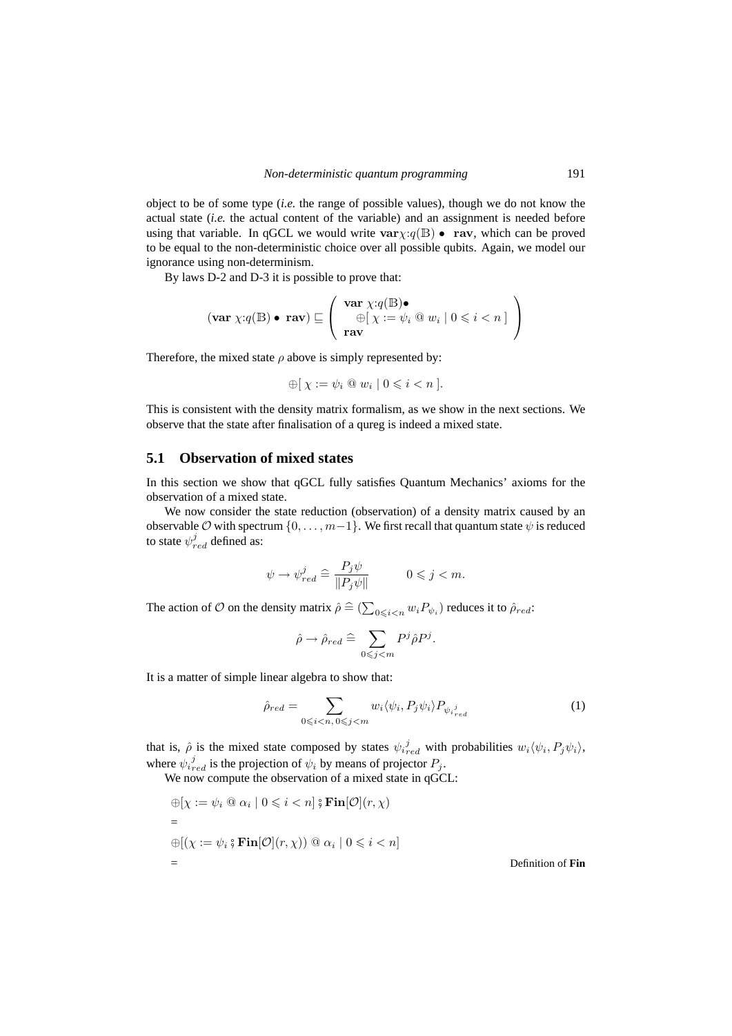object to be of some type (*i.e.* the range of possible values), though we do not know the actual state (*i.e.* the actual content of the variable) and an assignment is needed before using that variable. In qGCL we would write $\mathbf{var}\,\chi{:}q(\mathbb{B}) \bullet\ \mathbf{rav}$, which can be proved to be equal to the non-deterministic choice over all possible qubits. Again, we model our ignorance using non-determinism.

By laws D-2 and D-3 it is possible to prove that:

$$(\mathbf{var}\ \chi{:}q(\mathbb{B}) \bullet\ \mathbf{rav}) \sqsubseteq \left( \begin{array}{l} \mathbf{var}\ \chi{:}q(\mathbb{B})\bullet \\ \quad \oplus[\ \chi := \psi_i \ @\ w_i \mid 0 \leqslant i < n\ ] \\ \mathbf{rav} \end{array} \right)$$

Therefore, the mixed state $\rho$ above is simply represented by:

$$\oplus[\ \chi := \psi_i \ @\ w_i \mid 0 \leqslant i < n\ ].$$

This is consistent with the density matrix formalism, as we show in the next sections. We observe that the state after finalisation of a qureg is indeed a mixed state.

## 5.1 Observation of mixed states

In this section we show that qGCL fully satisfies Quantum Mechanics' axioms for the observation of a mixed state.

We now consider the state reduction (observation) of a density matrix caused by an observable $\mathcal{O}$ with spectrum $\{0, \ldots, m-1\}$. We first recall that quantum state $\psi$ is reduced to state $\psi^j_{red}$ defined as:

$$\psi \to \psi^j_{red} \mathrel{\widehat{=}} \frac{P_j \psi}{\|P_j \psi\|} \qquad\qquad 0 \leqslant j < m.$$

The action of $\mathcal{O}$ on the density matrix $\hat{\rho} \mathrel{\widehat{=}} (\sum_{0 \leqslant i < n} w_i P_{\psi_i})$ reduces it to $\hat{\rho}_{red}$:

$$\hat{\rho} \to \hat{\rho}_{red} \mathrel{\widehat{=}} \sum_{0 \leqslant j < m} P^j \hat{\rho} P^j.$$

It is a matter of simple linear algebra to show that:

$$\hat{\rho}_{red} = \sum_{0 \leqslant i < n,\, 0 \leqslant j < m} w_i \langle \psi_i, P_j \psi_i \rangle P_{\psi_{i\,red}^{\,j}} \tag{1}$$

that is, $\hat{\rho}$ is the mixed state composed by states $\psi_{i\,red}^{\,j}$ with probabilities $w_i \langle \psi_i, P_j \psi_i \rangle$, where $\psi_{i\,red}^{\,j}$ is the projection of $\psi_i$ by means of projector $P_j$.

We now compute the observation of a mixed state in qGCL:

$$\oplus[\chi := \psi_i \ @\ \alpha_i \mid 0 \leqslant i < n] \,\mathbin{;}\, \mathbf{Fin}[\mathcal{O}](r, \chi)$$

$=$

$$\oplus[(\chi := \psi_i \,\mathbin{;}\, \mathbf{Fin}[\mathcal{O}](r, \chi)) \ @\ \alpha_i \mid 0 \leqslant i < n]$$

$=$ Definition of **Fin**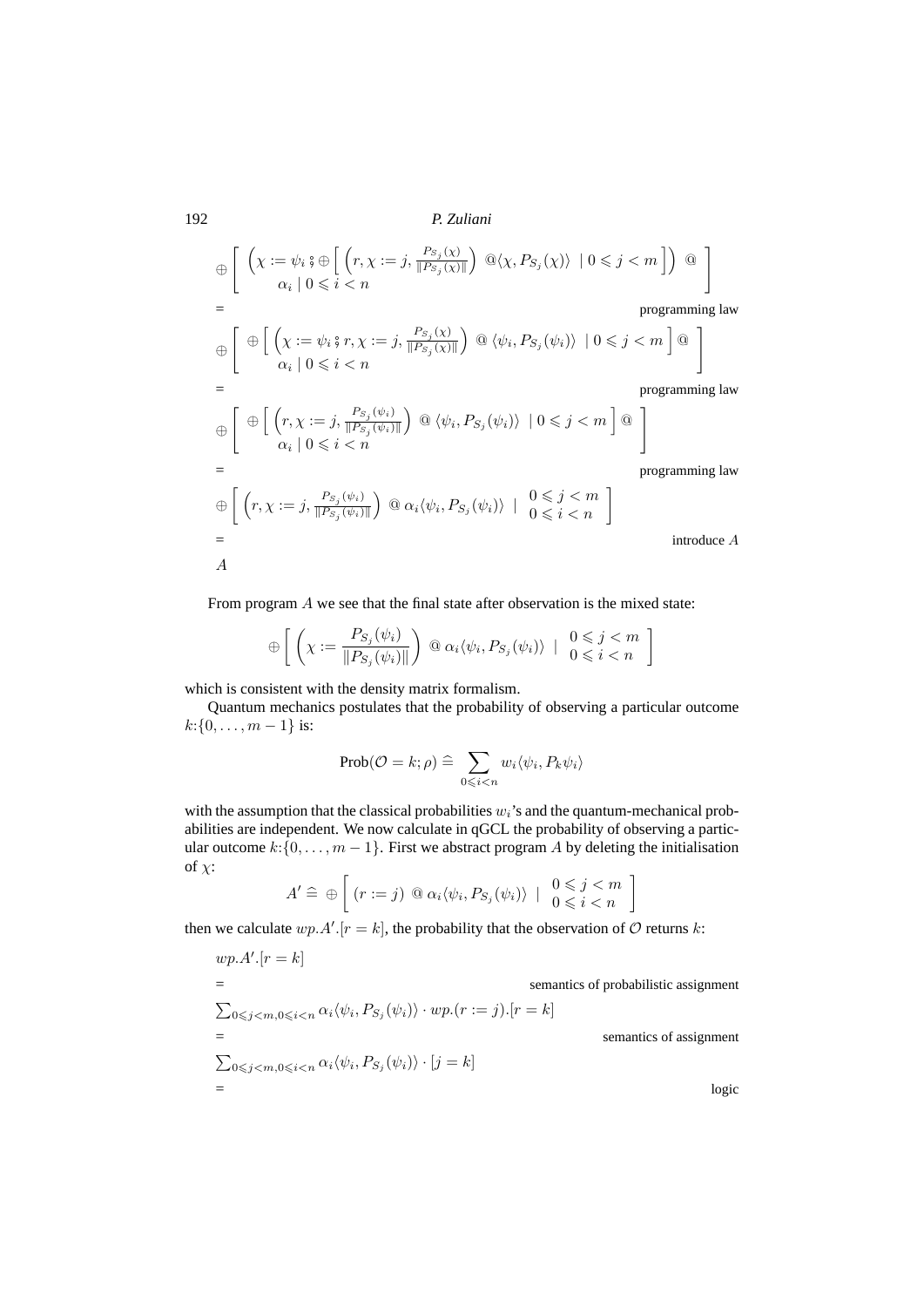$$\oplus\left[\begin{array}{l}\left(\chi := \psi_i \,;\, \oplus\left[\left(r, \chi := j, \frac{P_{S_j}(\chi)}{\|P_{S_j}(\chi)\|}\right) @\langle \chi, P_{S_j}(\chi)\rangle \;\mid 0 \leqslant j < m\right]\right) \;@ \\ \alpha_i \mid 0 \leqslant i < n\end{array}\right]$$

= programming law

$$\oplus\left[\begin{array}{l}\oplus\left[\left(\chi := \psi_i \,;\, r, \chi := j, \frac{P_{S_j}(\chi)}{\|P_{S_j}(\chi)\|}\right) @ \langle \psi_i, P_{S_j}(\psi_i)\rangle \;\mid 0 \leqslant j < m\right] @ \\ \alpha_i \mid 0 \leqslant i < n\end{array}\right]$$

= programming law

$$\oplus\left[\begin{array}{l}\oplus\left[\left(r, \chi := j, \frac{P_{S_j}(\psi_i)}{\|P_{S_j}(\psi_i)\|}\right) @ \langle \psi_i, P_{S_j}(\psi_i)\rangle \;\mid 0 \leqslant j < m\right] @ \\ \alpha_i \mid 0 \leqslant i < n\end{array}\right]$$

= programming law

$$\oplus\left[\left(r, \chi := j, \frac{P_{S_j}(\psi_i)}{\|P_{S_j}(\psi_i)\|}\right) @ \alpha_i \langle \psi_i, P_{S_j}(\psi_i)\rangle \;\mid\; \begin{array}{l}0 \leqslant j < m \\ 0 \leqslant i < n\end{array}\right]$$

= introduce $A$

$A$

From program $A$ we see that the final state after observation is the mixed state:

$$\oplus\left[\left(\chi := \frac{P_{S_j}(\psi_i)}{\|P_{S_j}(\psi_i)\|}\right) @ \alpha_i \langle \psi_i, P_{S_j}(\psi_i)\rangle \;\mid\; \begin{array}{l}0 \leqslant j < m \\ 0 \leqslant i < n\end{array}\right]$$

which is consistent with the density matrix formalism.

Quantum mechanics postulates that the probability of observing a particular outcome $k{:}\{0, \ldots, m-1\}$ is:

$$\text{Prob}(\mathcal{O} = k; \rho) \mathrel{\widehat{=}} \sum_{0 \leqslant i < n} w_i \langle \psi_i, P_k \psi_i\rangle$$

with the assumption that the classical probabilities $w_i$'s and the quantum-mechanical probabilities are independent. We now calculate in qGCL the probability of observing a particular outcome $k{:}\{0, \ldots, m-1\}$. First we abstract program $A$ by deleting the initialisation of $\chi$:

$$A' \mathrel{\widehat{=}} \oplus\left[(r := j) @ \alpha_i \langle \psi_i, P_{S_j}(\psi_i)\rangle \;\mid\; \begin{array}{l}0 \leqslant j < m \\ 0 \leqslant i < n\end{array}\right]$$

then we calculate $wp.A'.[r = k]$, the probability that the observation of $\mathcal{O}$ returns $k$:

$wp.A'.[r = k]$

= semantics of probabilistic assignment

$\sum_{0 \leqslant j < m, 0 \leqslant i < n} \alpha_i \langle \psi_i, P_{S_j}(\psi_i)\rangle \cdot wp.(r := j).[r = k]$

= semantics of assignment

$\sum_{0 \leqslant j < m, 0 \leqslant i < n} \alpha_i \langle \psi_i, P_{S_j}(\psi_i)\rangle \cdot [j = k]$

= logic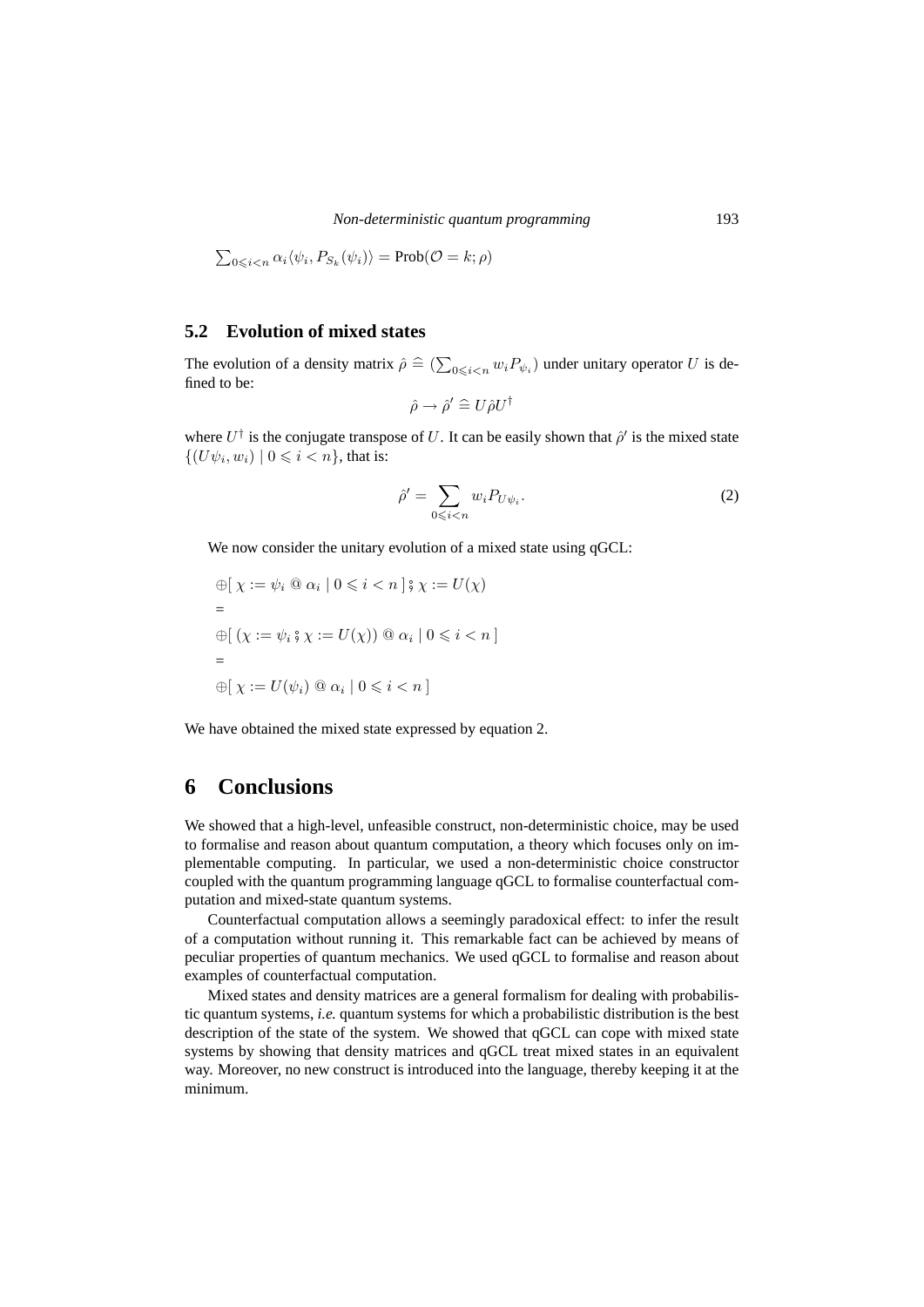$\sum_{0 \leqslant i < n} \alpha_i \langle \psi_i, P_{S_k}(\psi_i) \rangle = \text{Prob}(\mathcal{O} = k; \rho)$

### 5.2 Evolution of mixed states

The evolution of a density matrix $\hat{\rho} \mathrel{\widehat{=}} (\sum_{0 \leqslant i < n} w_i P_{\psi_i})$ under unitary operator $U$ is defined to be:

$$\hat{\rho} \rightarrow \hat{\rho}' \mathrel{\widehat{=}} U \hat{\rho} U^\dagger$$

where $U^\dagger$ is the conjugate transpose of $U$. It can be easily shown that $\hat{\rho}'$ is the mixed state $\{(U\psi_i, w_i) \mid 0 \leqslant i < n\}$, that is:

$$\hat{\rho}' = \sum_{0 \leqslant i < n} w_i P_{U\psi_i}. \tag{2}$$

We now consider the unitary evolution of a mixed state using qGCL:

$\oplus[\, \chi := \psi_i \;@\; \alpha_i \mid 0 \leqslant i < n \,] \,;\, \chi := U(\chi)$

$=$

$\oplus[\, (\chi := \psi_i \,;\, \chi := U(\chi)) \;@\; \alpha_i \mid 0 \leqslant i < n \,]$

$=$

$\oplus[\, \chi := U(\psi_i) \;@\; \alpha_i \mid 0 \leqslant i < n \,]$

We have obtained the mixed state expressed by equation 2.

## 6 Conclusions

We showed that a high-level, unfeasible construct, non-deterministic choice, may be used to formalise and reason about quantum computation, a theory which focuses only on implementable computing. In particular, we used a non-deterministic choice constructor coupled with the quantum programming language qGCL to formalise counterfactual computation and mixed-state quantum systems.

Counterfactual computation allows a seemingly paradoxical effect: to infer the result of a computation without running it. This remarkable fact can be achieved by means of peculiar properties of quantum mechanics. We used qGCL to formalise and reason about examples of counterfactual computation.

Mixed states and density matrices are a general formalism for dealing with probabilistic quantum systems, *i.e.* quantum systems for which a probabilistic distribution is the best description of the state of the system. We showed that qGCL can cope with mixed state systems by showing that density matrices and qGCL treat mixed states in an equivalent way. Moreover, no new construct is introduced into the language, thereby keeping it at the minimum.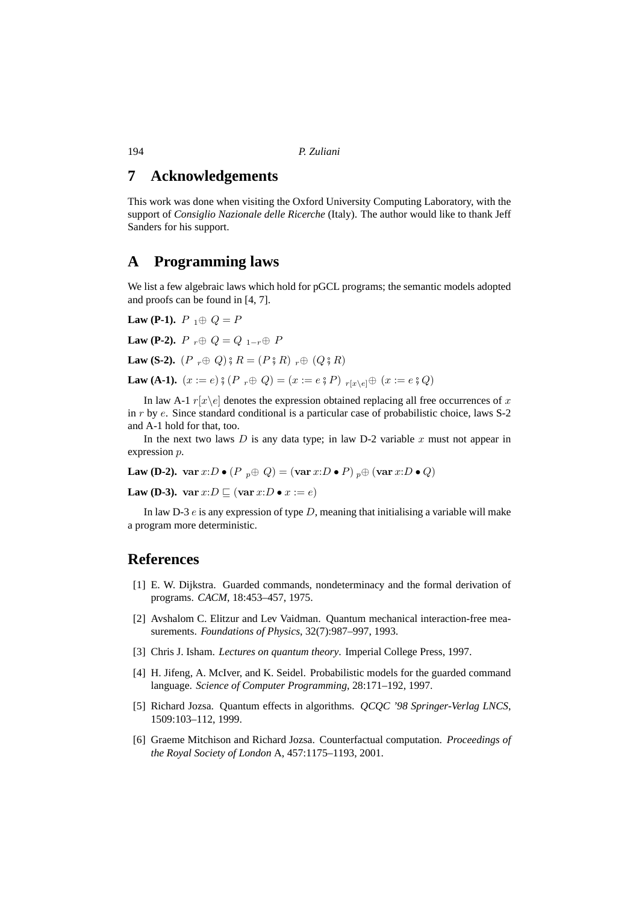## 7 Acknowledgements

This work was done when visiting the Oxford University Computing Laboratory, with the support of *Consiglio Nazionale delle Ricerche* (Italy). The author would like to thank Jeff Sanders for his support.

## A Programming laws

We list a few algebraic laws which hold for pGCL programs; the semantic models adopted and proofs can be found in [4, 7].

**Law (P-1).** $P \;{}_1\!\oplus\; Q = P$

**Law (P-2).** $P \;{}_r\!\oplus\; Q = Q \;{}_{1-r}\!\oplus\; P$

**Law (S-2).** $(P \;{}_r\!\oplus\; Q) \,⨾\, R = (P \,⨾\, R) \;{}_r\!\oplus\; (Q \,⨾\, R)$

**Law (A-1).** $(x := e) \,⨾\, (P \;{}_r\!\oplus\; Q) = (x := e \,⨾\, P) \;{}_{r[x\backslash e]}\!\oplus\; (x := e \,⨾\, Q)$

In law A-1 $r[x\backslash e]$ denotes the expression obtained replacing all free occurrences of $x$ in $r$ by $e$. Since standard conditional is a particular case of probabilistic choice, laws S-2 and A-1 hold for that, too.

In the next two laws $D$ is any data type; in law D-2 variable $x$ must not appear in expression $p$.

**Law (D-2).** $\mathbf{var}\, x{:}D \bullet (P \;{}_p\!\oplus\; Q) = (\mathbf{var}\, x{:}D \bullet P) \;{}_p\!\oplus\; (\mathbf{var}\, x{:}D \bullet Q)$

**Law (D-3).** $\mathbf{var}\, x{:}D \sqsubseteq (\mathbf{var}\, x{:}D \bullet x := e)$

In law D-3 $e$ is any expression of type $D$, meaning that initialising a variable will make a program more deterministic.

## References

[1] E. W. Dijkstra. Guarded commands, nondeterminacy and the formal derivation of programs. *CACM*, 18:453–457, 1975.

[2] Avshalom C. Elitzur and Lev Vaidman. Quantum mechanical interaction-free measurements. *Foundations of Physics*, 32(7):987–997, 1993.

[3] Chris J. Isham. *Lectures on quantum theory*. Imperial College Press, 1997.

[4] H. Jifeng, A. McIver, and K. Seidel. Probabilistic models for the guarded command language. *Science of Computer Programming*, 28:171–192, 1997.

[5] Richard Jozsa. Quantum effects in algorithms. *QCQC '98 Springer-Verlag LNCS*, 1509:103–112, 1999.

[6] Graeme Mitchison and Richard Jozsa. Counterfactual computation. *Proceedings of the Royal Society of London* A, 457:1175–1193, 2001.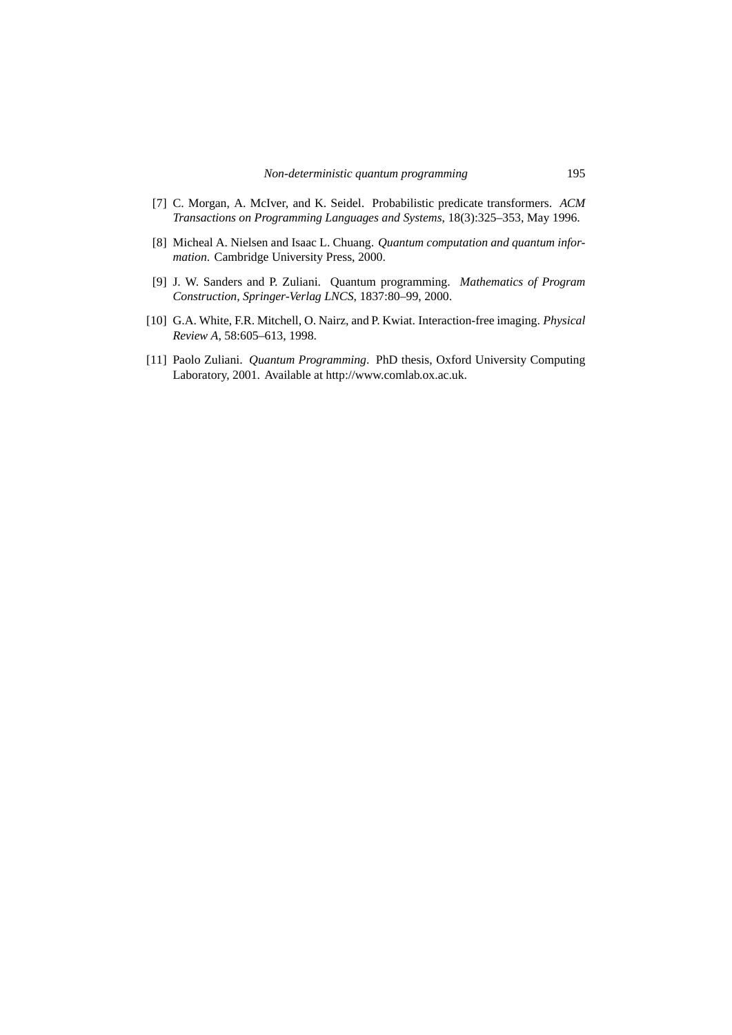[7] C. Morgan, A. McIver, and K. Seidel. Probabilistic predicate transformers. *ACM Transactions on Programming Languages and Systems*, 18(3):325–353, May 1996.

[8] Micheal A. Nielsen and Isaac L. Chuang. *Quantum computation and quantum information*. Cambridge University Press, 2000.

[9] J. W. Sanders and P. Zuliani. Quantum programming. *Mathematics of Program Construction, Springer-Verlag LNCS*, 1837:80–99, 2000.

[10] G.A. White, F.R. Mitchell, O. Nairz, and P. Kwiat. Interaction-free imaging. *Physical Review A*, 58:605–613, 1998.

[11] Paolo Zuliani. *Quantum Programming*. PhD thesis, Oxford University Computing Laboratory, 2001. Available at http://www.comlab.ox.ac.uk.